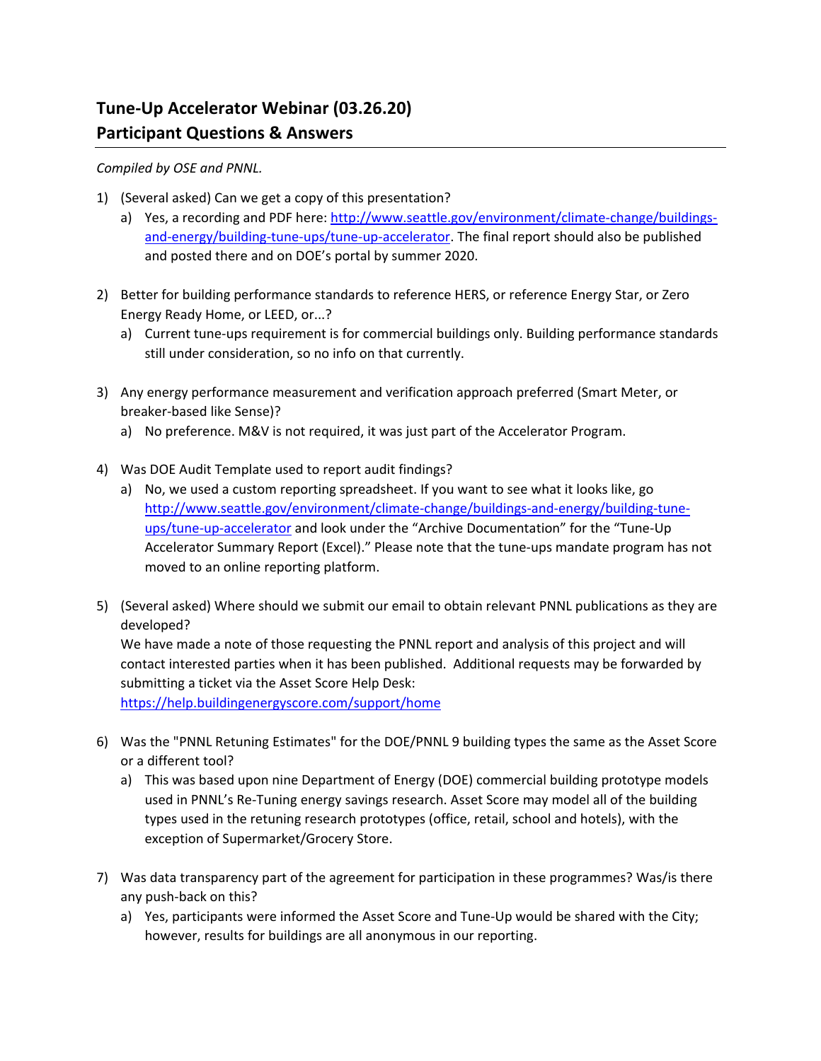# Tune-Up Accelerator Webinar (03.26.20)
# Participant Questions & Answers

*Compiled by OSE and PNNL.*

1) (Several asked) Can we get a copy of this presentation?
   a) Yes, a recording and PDF here: [http://www.seattle.gov/environment/climate-change/buildings-and-energy/building-tune-ups/tune-up-accelerator](http://www.seattle.gov/environment/climate-change/buildings-and-energy/building-tune-ups/tune-up-accelerator). The final report should also be published and posted there and on DOE's portal by summer 2020.

2) Better for building performance standards to reference HERS, or reference Energy Star, or Zero Energy Ready Home, or LEED, or...?
   a) Current tune-ups requirement is for commercial buildings only. Building performance standards still under consideration, so no info on that currently.

3) Any energy performance measurement and verification approach preferred (Smart Meter, or breaker-based like Sense)?
   a) No preference. M&V is not required, it was just part of the Accelerator Program.

4) Was DOE Audit Template used to report audit findings?
   a) No, we used a custom reporting spreadsheet. If you want to see what it looks like, go [http://www.seattle.gov/environment/climate-change/buildings-and-energy/building-tune-ups/tune-up-accelerator](http://www.seattle.gov/environment/climate-change/buildings-and-energy/building-tune-ups/tune-up-accelerator) and look under the "Archive Documentation" for the "Tune-Up Accelerator Summary Report (Excel)." Please note that the tune-ups mandate program has not moved to an online reporting platform.

5) (Several asked) Where should we submit our email to obtain relevant PNNL publications as they are developed?
   We have made a note of those requesting the PNNL report and analysis of this project and will contact interested parties when it has been published. Additional requests may be forwarded by submitting a ticket via the Asset Score Help Desk: [https://help.buildingenergyscore.com/support/home](https://help.buildingenergyscore.com/support/home)

6) Was the "PNNL Retuning Estimates" for the DOE/PNNL 9 building types the same as the Asset Score or a different tool?
   a) This was based upon nine Department of Energy (DOE) commercial building prototype models used in PNNL's Re-Tuning energy savings research. Asset Score may model all of the building types used in the retuning research prototypes (office, retail, school and hotels), with the exception of Supermarket/Grocery Store.

7) Was data transparency part of the agreement for participation in these programmes? Was/is there any push-back on this?
   a) Yes, participants were informed the Asset Score and Tune-Up would be shared with the City; however, results for buildings are all anonymous in our reporting.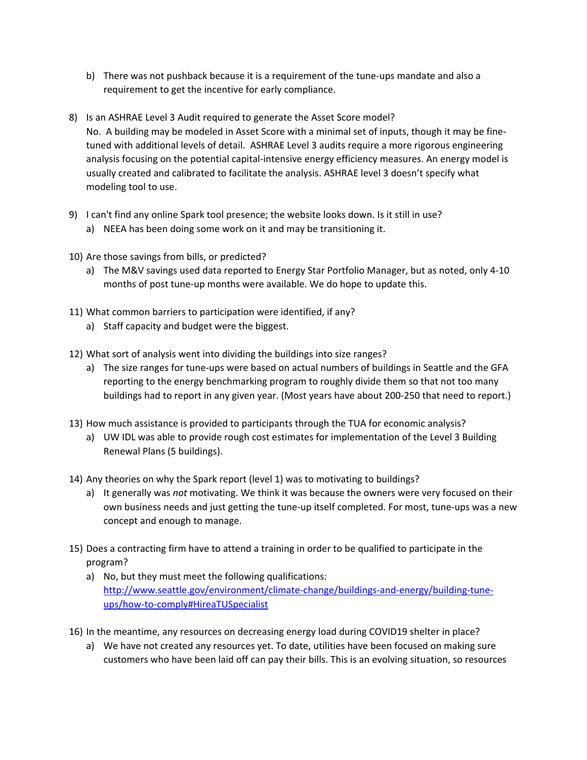b) There was not pushback because it is a requirement of the tune-ups mandate and also a requirement to get the incentive for early compliance.

8) Is an ASHRAE Level 3 Audit required to generate the Asset Score model?
   No. A building may be modeled in Asset Score with a minimal set of inputs, though it may be fine-tuned with additional levels of detail. ASHRAE Level 3 audits require a more rigorous engineering analysis focusing on the potential capital-intensive energy efficiency measures. An energy model is usually created and calibrated to facilitate the analysis. ASHRAE level 3 doesn't specify what modeling tool to use.

9) I can't find any online Spark tool presence; the website looks down. Is it still in use?
   a) NEEA has been doing some work on it and may be transitioning it.

10) Are those savings from bills, or predicted?
    a) The M&V savings used data reported to Energy Star Portfolio Manager, but as noted, only 4-10 months of post tune-up months were available. We do hope to update this.

11) What common barriers to participation were identified, if any?
    a) Staff capacity and budget were the biggest.

12) What sort of analysis went into dividing the buildings into size ranges?
    a) The size ranges for tune-ups were based on actual numbers of buildings in Seattle and the GFA reporting to the energy benchmarking program to roughly divide them so that not too many buildings had to report in any given year. (Most years have about 200-250 that need to report.)

13) How much assistance is provided to participants through the TUA for economic analysis?
    a) UW IDL was able to provide rough cost estimates for implementation of the Level 3 Building Renewal Plans (5 buildings).

14) Any theories on why the Spark report (level 1) was to motivating to buildings?
    a) It generally was *not* motivating. We think it was because the owners were very focused on their own business needs and just getting the tune-up itself completed. For most, tune-ups was a new concept and enough to manage.

15) Does a contracting firm have to attend a training in order to be qualified to participate in the program?
    a) No, but they must meet the following qualifications: [http://www.seattle.gov/environment/climate-change/buildings-and-energy/building-tune-ups/how-to-comply#HireaTUSpecialist](http://www.seattle.gov/environment/climate-change/buildings-and-energy/building-tune-ups/how-to-comply#HireaTUSpecialist)

16) In the meantime, any resources on decreasing energy load during COVID19 shelter in place?
    a) We have not created any resources yet. To date, utilities have been focused on making sure customers who have been laid off can pay their bills. This is an evolving situation, so resources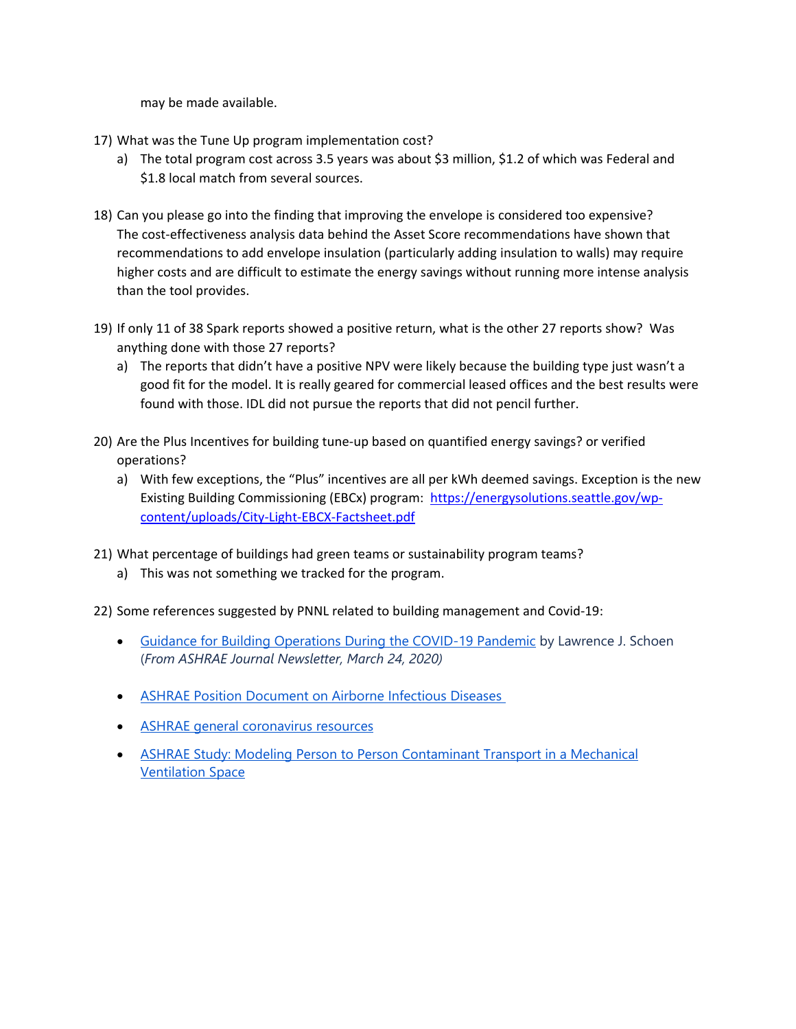may be made available.

17) What was the Tune Up program implementation cost?
    a) The total program cost across 3.5 years was about $3 million, $1.2 of which was Federal and $1.8 local match from several sources.

18) Can you please go into the finding that improving the envelope is considered too expensive?
    The cost-effectiveness analysis data behind the Asset Score recommendations have shown that recommendations to add envelope insulation (particularly adding insulation to walls) may require higher costs and are difficult to estimate the energy savings without running more intense analysis than the tool provides.

19) If only 11 of 38 Spark reports showed a positive return, what is the other 27 reports show? Was anything done with those 27 reports?
    a) The reports that didn't have a positive NPV were likely because the building type just wasn't a good fit for the model. It is really geared for commercial leased offices and the best results were found with those. IDL did not pursue the reports that did not pencil further.

20) Are the Plus Incentives for building tune-up based on quantified energy savings? or verified operations?
    a) With few exceptions, the "Plus" incentives are all per kWh deemed savings. Exception is the new Existing Building Commissioning (EBCx) program: [https://energysolutions.seattle.gov/wp-content/uploads/City-Light-EBCX-Factsheet.pdf](https://energysolutions.seattle.gov/wp-content/uploads/City-Light-EBCX-Factsheet.pdf)

21) What percentage of buildings had green teams or sustainability program teams?
    a) This was not something we tracked for the program.

22) Some references suggested by PNNL related to building management and Covid-19:

- Guidance for Building Operations During the COVID-19 Pandemic by Lawrence J. Schoen (*From ASHRAE Journal Newsletter, March 24, 2020)*
- ASHRAE Position Document on Airborne Infectious Diseases
- ASHRAE general coronavirus resources
- ASHRAE Study: Modeling Person to Person Contaminant Transport in a Mechanical Ventilation Space